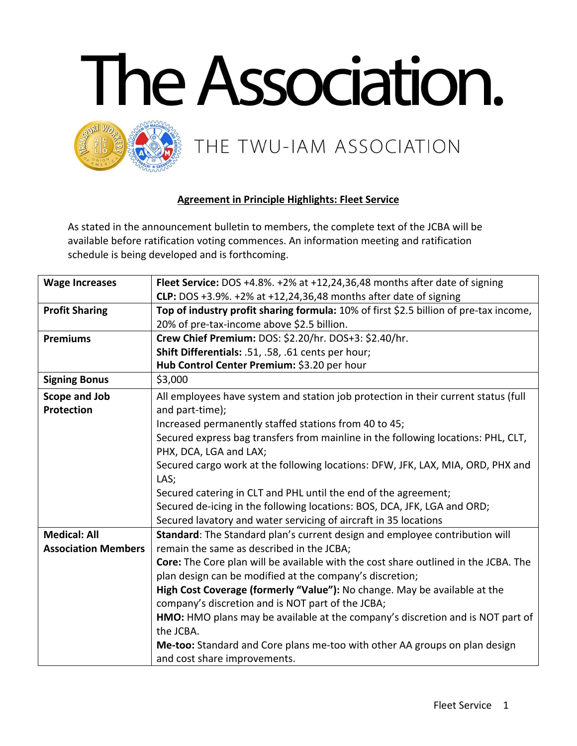# The Association.

## THE TWU-IAM ASSOCIATION

**Agreement in Principle Highlights: Fleet Service**

As stated in the announcement bulletin to members, the complete text of the JCBA will be available before ratification voting commences. An information meeting and ratification schedule is being developed and is forthcoming.

| | |
|---|---|
| **Wage Increases** | **Fleet Service:** DOS +4.8%. +2% at +12,24,36,48 months after date of signing<br>**CLP:** DOS +3.9%. +2% at +12,24,36,48 months after date of signing |
| **Profit Sharing** | **Top of industry profit sharing formula:** 10% of first $2.5 billion of pre-tax income, 20% of pre-tax-income above $2.5 billion. |
| **Premiums** | **Crew Chief Premium:** DOS: $2.20/hr. DOS+3: $2.40/hr.<br>**Shift Differentials:** .51, .58, .61 cents per hour;<br>**Hub Control Center Premium:** $3.20 per hour |
| **Signing Bonus** | $3,000 |
| **Scope and Job Protection** | All employees have system and station job protection in their current status (full and part-time);<br>Increased permanently staffed stations from 40 to 45;<br>Secured express bag transfers from mainline in the following locations: PHL, CLT, PHX, DCA, LGA and LAX;<br>Secured cargo work at the following locations: DFW, JFK, LAX, MIA, ORD, PHX and LAS;<br>Secured catering in CLT and PHL until the end of the agreement;<br>Secured de-icing in the following locations: BOS, DCA, JFK, LGA and ORD;<br>Secured lavatory and water servicing of aircraft in 35 locations |
| **Medical: All Association Members** | **Standard**: The Standard plan's current design and employee contribution will remain the same as described in the JCBA;<br>**Core:** The Core plan will be available with the cost share outlined in the JCBA. The plan design can be modified at the company's discretion;<br>**High Cost Coverage (formerly "Value"):** No change. May be available at the company's discretion and is NOT part of the JCBA;<br>**HMO:** HMO plans may be available at the company's discretion and is NOT part of the JCBA.<br>**Me-too:** Standard and Core plans me-too with other AA groups on plan design and cost share improvements. |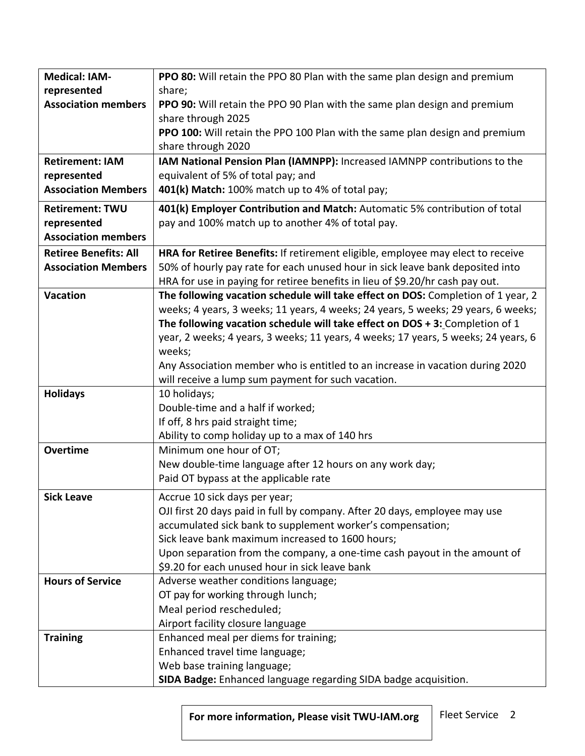| | |
|---|---|
| **Medical: IAM-represented Association members** | **PPO 80:** Will retain the PPO 80 Plan with the same plan design and premium share;<br>**PPO 90:** Will retain the PPO 90 Plan with the same plan design and premium share through 2025<br>**PPO 100:** Will retain the PPO 100 Plan with the same plan design and premium share through 2020 |
| **Retirement: IAM represented Association Members** | **IAM National Pension Plan (IAMNPP):** Increased IAMNPP contributions to the equivalent of 5% of total pay; and<br>**401(k) Match:** 100% match up to 4% of total pay; |
| **Retirement: TWU represented Association members** | **401(k) Employer Contribution and Match:** Automatic 5% contribution of total pay and 100% match up to another 4% of total pay. |
| **Retiree Benefits: All Association Members** | **HRA for Retiree Benefits:** If retirement eligible, employee may elect to receive 50% of hourly pay rate for each unused hour in sick leave bank deposited into HRA for use in paying for retiree benefits in lieu of $9.20/hr cash pay out. |
| **Vacation** | **The following vacation schedule will take effect on DOS:** Completion of 1 year, 2 weeks; 4 years, 3 weeks; 11 years, 4 weeks; 24 years, 5 weeks; 29 years, 6 weeks;<br>**The following vacation schedule will take effect on DOS + 3:** Completion of 1 year, 2 weeks; 4 years, 3 weeks; 11 years, 4 weeks; 17 years, 5 weeks; 24 years, 6 weeks;<br>Any Association member who is entitled to an increase in vacation during 2020 will receive a lump sum payment for such vacation. |
| **Holidays** | 10 holidays;<br>Double-time and a half if worked;<br>If off, 8 hrs paid straight time;<br>Ability to comp holiday up to a max of 140 hrs |
| **Overtime** | Minimum one hour of OT;<br>New double-time language after 12 hours on any work day;<br>Paid OT bypass at the applicable rate |
| **Sick Leave** | Accrue 10 sick days per year;<br>OJI first 20 days paid in full by company. After 20 days, employee may use accumulated sick bank to supplement worker's compensation;<br>Sick leave bank maximum increased to 1600 hours;<br>Upon separation from the company, a one-time cash payout in the amount of $9.20 for each unused hour in sick leave bank |
| **Hours of Service** | Adverse weather conditions language;<br>OT pay for working through lunch;<br>Meal period rescheduled;<br>Airport facility closure language |
| **Training** | Enhanced meal per diems for training;<br>Enhanced travel time language;<br>Web base training language;<br>**SIDA Badge:** Enhanced language regarding SIDA badge acquisition. |

**For more information, Please visit TWU-IAM.org**